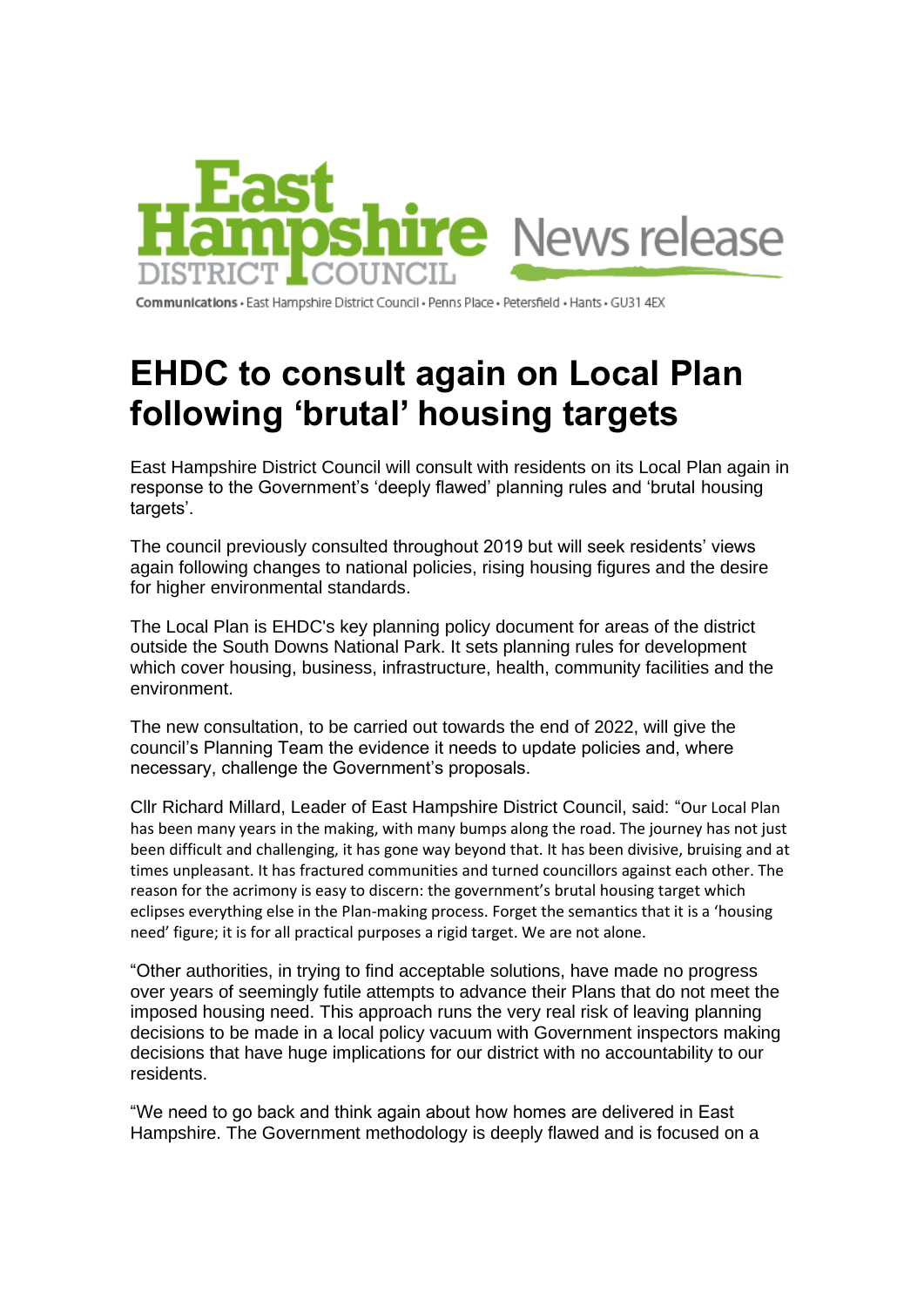East Hampshire DISTRICT COUNCIL News release

**Communications** • East Hampshire District Council • Penns Place • Petersfield • Hants • GU31 4EX

# EHDC to consult again on Local Plan following 'brutal' housing targets

East Hampshire District Council will consult with residents on its Local Plan again in response to the Government's 'deeply flawed' planning rules and 'brutal housing targets'.

The council previously consulted throughout 2019 but will seek residents' views again following changes to national policies, rising housing figures and the desire for higher environmental standards.

The Local Plan is EHDC's key planning policy document for areas of the district outside the South Downs National Park. It sets planning rules for development which cover housing, business, infrastructure, health, community facilities and the environment.

The new consultation, to be carried out towards the end of 2022, will give the council's Planning Team the evidence it needs to update policies and, where necessary, challenge the Government's proposals.

Cllr Richard Millard, Leader of East Hampshire District Council, said: "Our Local Plan has been many years in the making, with many bumps along the road. The journey has not just been difficult and challenging, it has gone way beyond that. It has been divisive, bruising and at times unpleasant. It has fractured communities and turned councillors against each other. The reason for the acrimony is easy to discern: the government's brutal housing target which eclipses everything else in the Plan-making process. Forget the semantics that it is a 'housing need' figure; it is for all practical purposes a rigid target. We are not alone.

"Other authorities, in trying to find acceptable solutions, have made no progress over years of seemingly futile attempts to advance their Plans that do not meet the imposed housing need. This approach runs the very real risk of leaving planning decisions to be made in a local policy vacuum with Government inspectors making decisions that have huge implications for our district with no accountability to our residents.

"We need to go back and think again about how homes are delivered in East Hampshire. The Government methodology is deeply flawed and is focused on a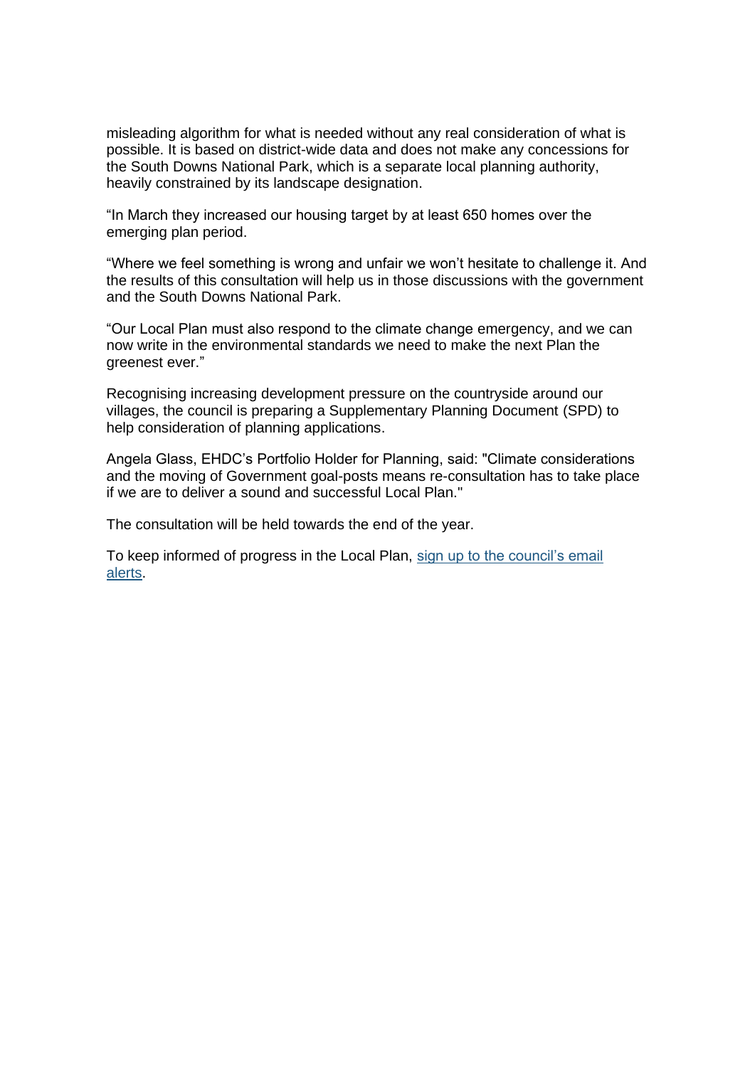misleading algorithm for what is needed without any real consideration of what is possible. It is based on district-wide data and does not make any concessions for the South Downs National Park, which is a separate local planning authority, heavily constrained by its landscape designation.

“In March they increased our housing target by at least 650 homes over the emerging plan period.

“Where we feel something is wrong and unfair we won’t hesitate to challenge it. And the results of this consultation will help us in those discussions with the government and the South Downs National Park.

“Our Local Plan must also respond to the climate change emergency, and we can now write in the environmental standards we need to make the next Plan the greenest ever.”

Recognising increasing development pressure on the countryside around our villages, the council is preparing a Supplementary Planning Document (SPD) to help consideration of planning applications.

Angela Glass, EHDC’s Portfolio Holder for Planning, said: "Climate considerations and the moving of Government goal-posts means re-consultation has to take place if we are to deliver a sound and successful Local Plan."

The consultation will be held towards the end of the year.

To keep informed of progress in the Local Plan, sign up to the council’s email alerts.